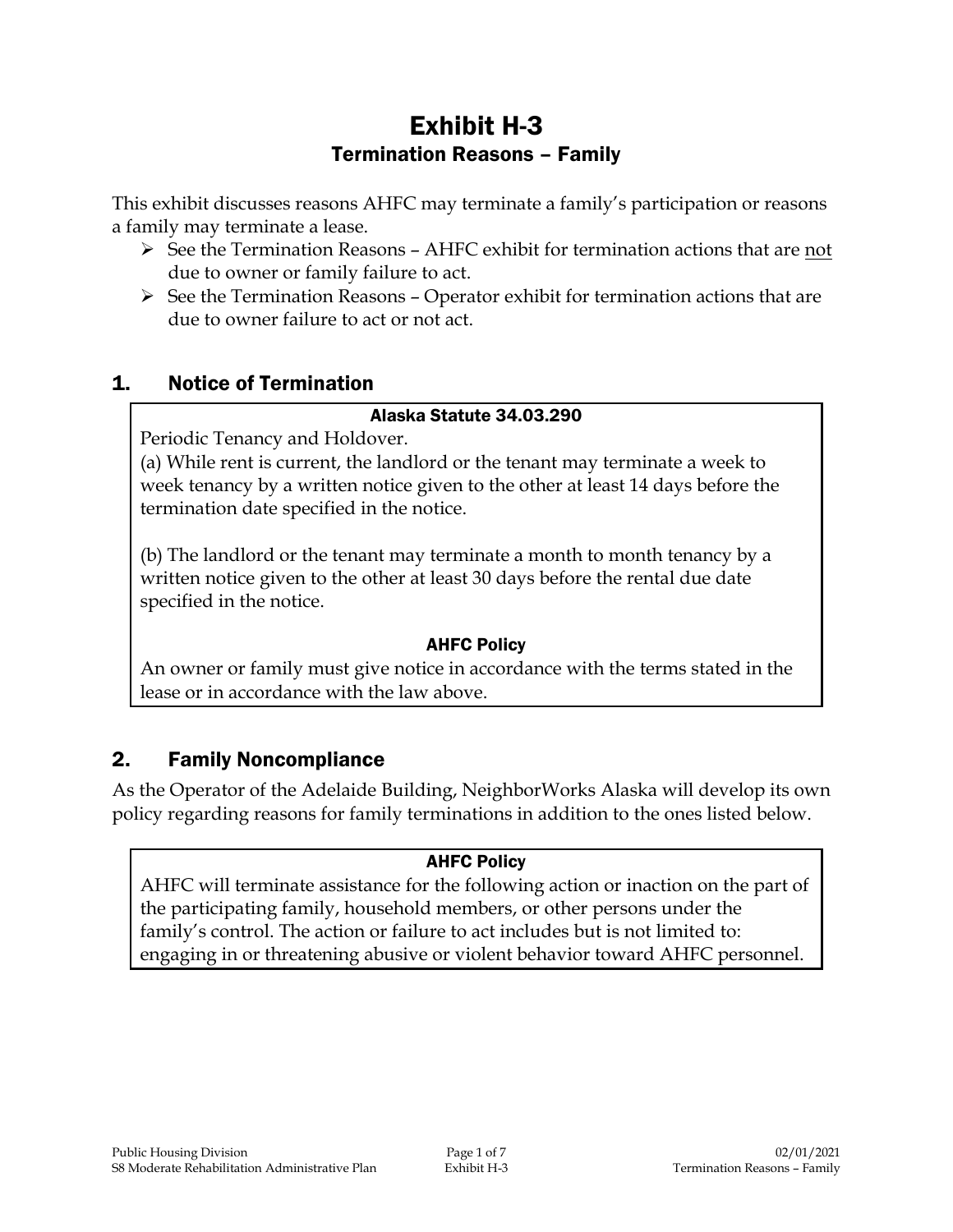# Exhibit H-3

## Termination Reasons – Family

This exhibit discusses reasons AHFC may terminate a family's participation or reasons a family may terminate a lease.

- See the Termination Reasons – AHFC exhibit for termination actions that are <u>not</u> due to owner or family failure to act.
- See the Termination Reasons – Operator exhibit for termination actions that are due to owner failure to act or not act.

## 1. Notice of Termination

**Alaska Statute 34.03.290**

Periodic Tenancy and Holdover.

(a) While rent is current, the landlord or the tenant may terminate a week to week tenancy by a written notice given to the other at least 14 days before the termination date specified in the notice.

(b) The landlord or the tenant may terminate a month to month tenancy by a written notice given to the other at least 30 days before the rental due date specified in the notice.

**AHFC Policy**

An owner or family must give notice in accordance with the terms stated in the lease or in accordance with the law above.

## 2. Family Noncompliance

As the Operator of the Adelaide Building, NeighborWorks Alaska will develop its own policy regarding reasons for family terminations in addition to the ones listed below.

**AHFC Policy**

AHFC will terminate assistance for the following action or inaction on the part of the participating family, household members, or other persons under the family's control. The action or failure to act includes but is not limited to: engaging in or threatening abusive or violent behavior toward AHFC personnel.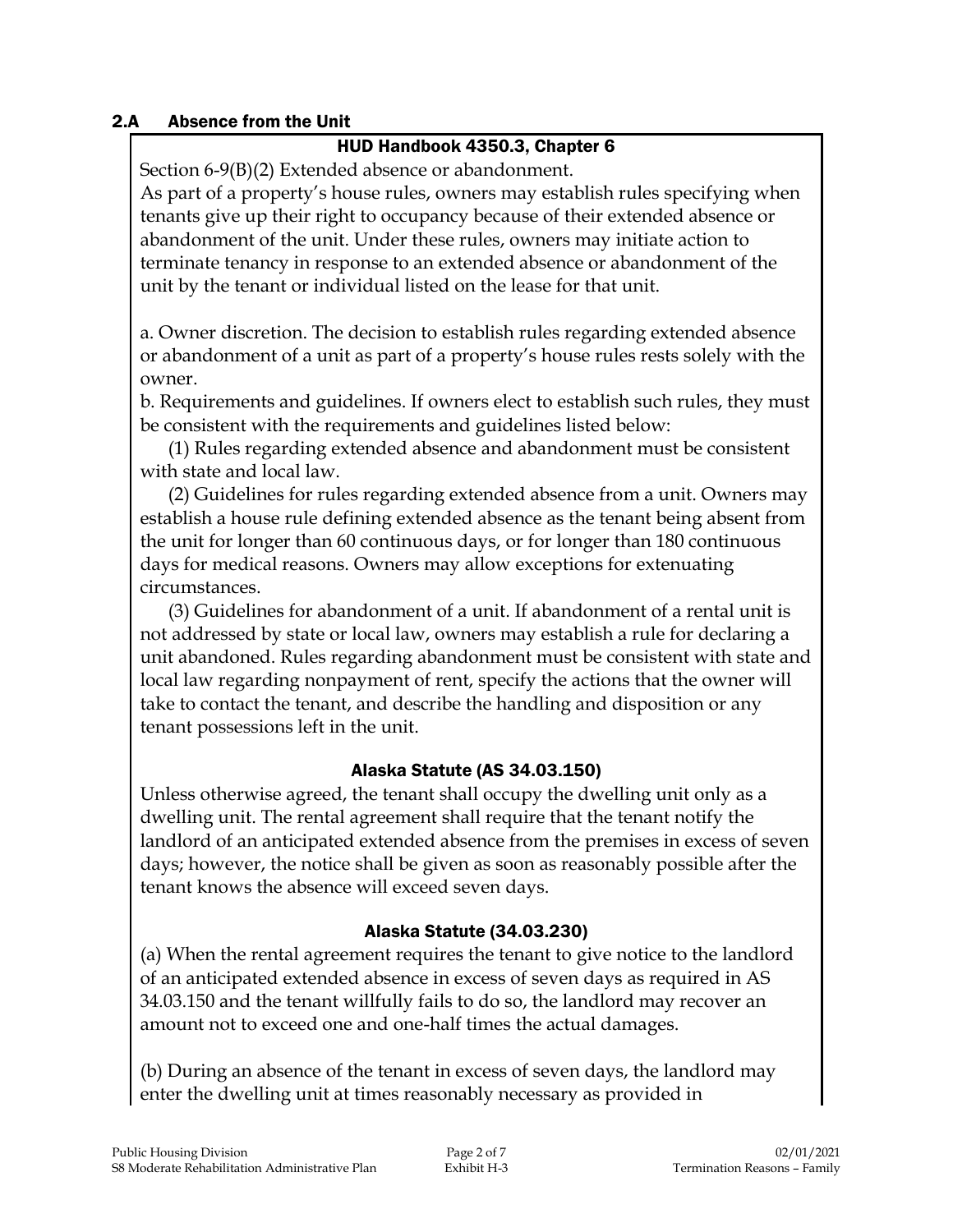## 2.A Absence from the Unit

### HUD Handbook 4350.3, Chapter 6

Section 6-9(B)(2) Extended absence or abandonment.
As part of a property's house rules, owners may establish rules specifying when tenants give up their right to occupancy because of their extended absence or abandonment of the unit. Under these rules, owners may initiate action to terminate tenancy in response to an extended absence or abandonment of the unit by the tenant or individual listed on the lease for that unit.

a. Owner discretion. The decision to establish rules regarding extended absence or abandonment of a unit as part of a property's house rules rests solely with the owner.
b. Requirements and guidelines. If owners elect to establish such rules, they must be consistent with the requirements and guidelines listed below:

(1) Rules regarding extended absence and abandonment must be consistent with state and local law.

(2) Guidelines for rules regarding extended absence from a unit. Owners may establish a house rule defining extended absence as the tenant being absent from the unit for longer than 60 continuous days, or for longer than 180 continuous days for medical reasons. Owners may allow exceptions for extenuating circumstances.

(3) Guidelines for abandonment of a unit. If abandonment of a rental unit is not addressed by state or local law, owners may establish a rule for declaring a unit abandoned. Rules regarding abandonment must be consistent with state and local law regarding nonpayment of rent, specify the actions that the owner will take to contact the tenant, and describe the handling and disposition or any tenant possessions left in the unit.

### Alaska Statute (AS 34.03.150)

Unless otherwise agreed, the tenant shall occupy the dwelling unit only as a dwelling unit. The rental agreement shall require that the tenant notify the landlord of an anticipated extended absence from the premises in excess of seven days; however, the notice shall be given as soon as reasonably possible after the tenant knows the absence will exceed seven days.

### Alaska Statute (34.03.230)

(a) When the rental agreement requires the tenant to give notice to the landlord of an anticipated extended absence in excess of seven days as required in AS 34.03.150 and the tenant willfully fails to do so, the landlord may recover an amount not to exceed one and one-half times the actual damages.

(b) During an absence of the tenant in excess of seven days, the landlord may enter the dwelling unit at times reasonably necessary as provided in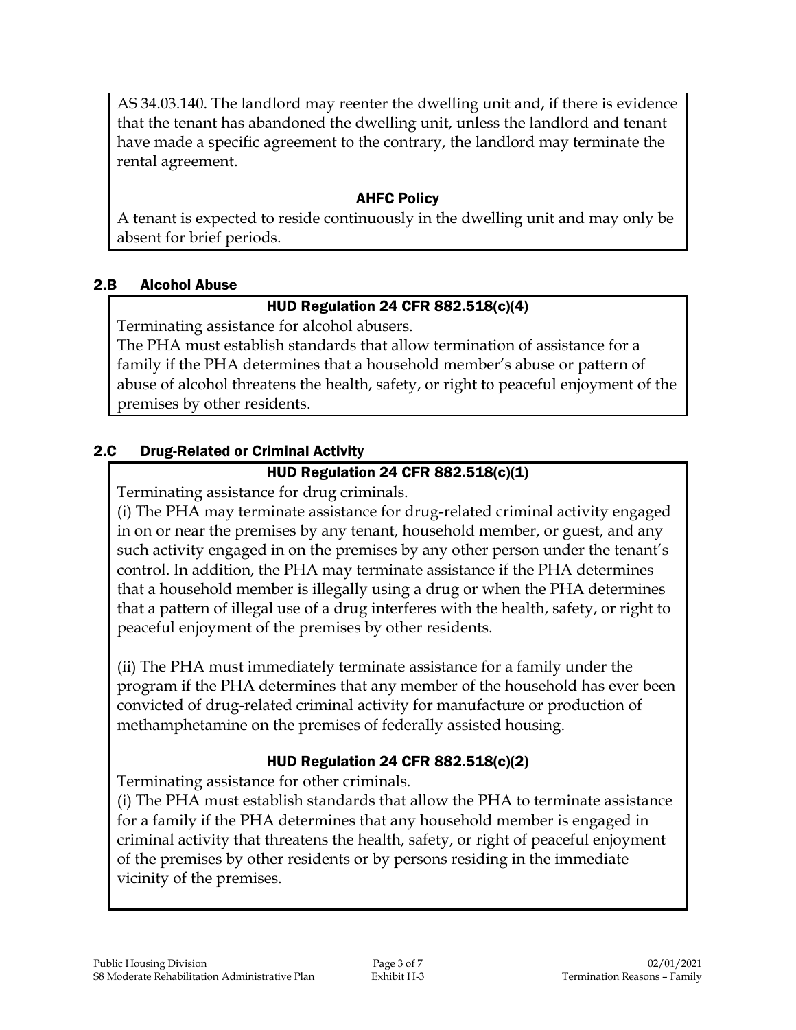AS 34.03.140. The landlord may reenter the dwelling unit and, if there is evidence that the tenant has abandoned the dwelling unit, unless the landlord and tenant have made a specific agreement to the contrary, the landlord may terminate the rental agreement.

**AHFC Policy**

A tenant is expected to reside continuously in the dwelling unit and may only be absent for brief periods.

## 2.B Alcohol Abuse

**HUD Regulation 24 CFR 882.518(c)(4)**

Terminating assistance for alcohol abusers.

The PHA must establish standards that allow termination of assistance for a family if the PHA determines that a household member's abuse or pattern of abuse of alcohol threatens the health, safety, or right to peaceful enjoyment of the premises by other residents.

## 2.C Drug-Related or Criminal Activity

**HUD Regulation 24 CFR 882.518(c)(1)**

Terminating assistance for drug criminals.

(i) The PHA may terminate assistance for drug-related criminal activity engaged in on or near the premises by any tenant, household member, or guest, and any such activity engaged in on the premises by any other person under the tenant's control. In addition, the PHA may terminate assistance if the PHA determines that a household member is illegally using a drug or when the PHA determines that a pattern of illegal use of a drug interferes with the health, safety, or right to peaceful enjoyment of the premises by other residents.

(ii) The PHA must immediately terminate assistance for a family under the program if the PHA determines that any member of the household has ever been convicted of drug-related criminal activity for manufacture or production of methamphetamine on the premises of federally assisted housing.

**HUD Regulation 24 CFR 882.518(c)(2)**

Terminating assistance for other criminals.

(i) The PHA must establish standards that allow the PHA to terminate assistance for a family if the PHA determines that any household member is engaged in criminal activity that threatens the health, safety, or right of peaceful enjoyment of the premises by other residents or by persons residing in the immediate vicinity of the premises.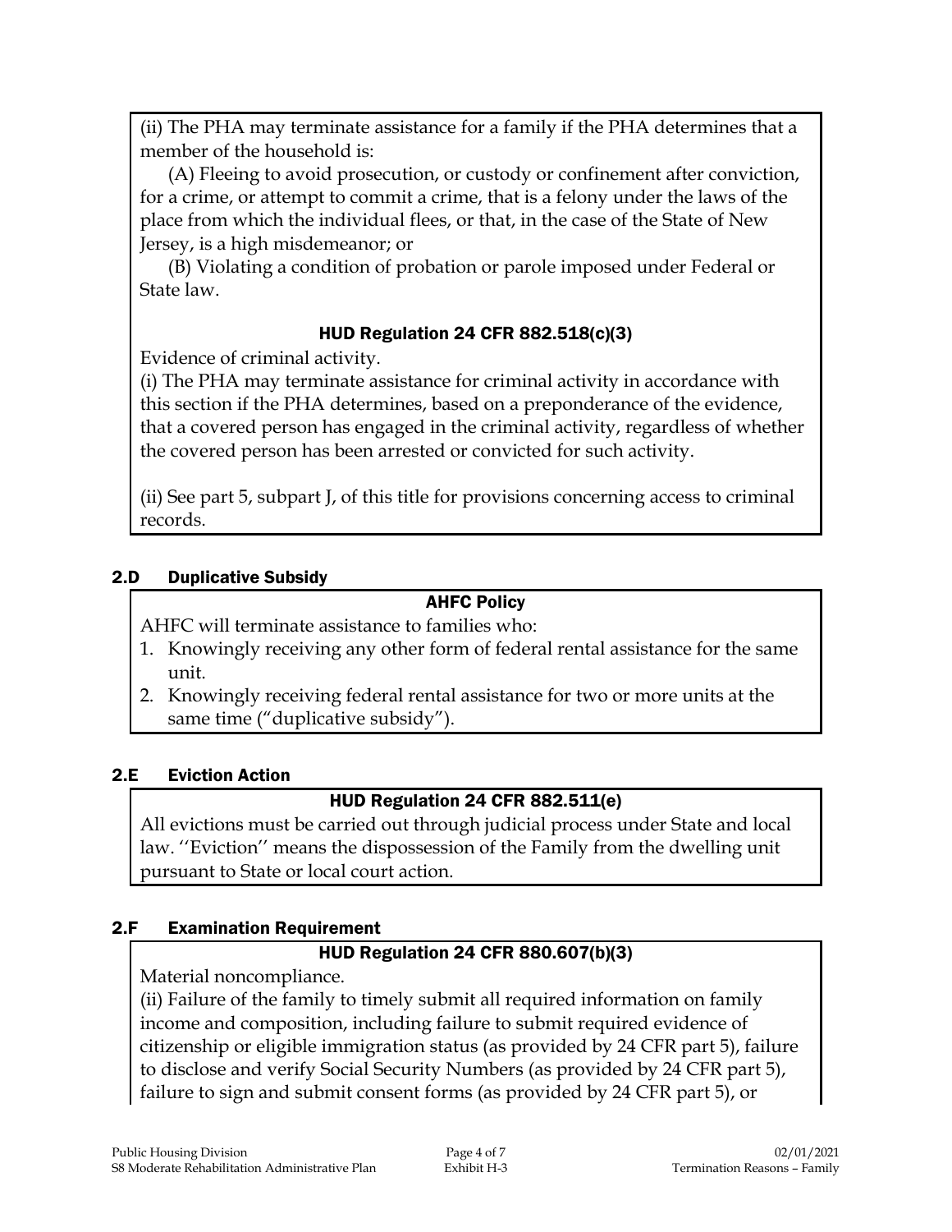(ii) The PHA may terminate assistance for a family if the PHA determines that a member of the household is:

(A) Fleeing to avoid prosecution, or custody or confinement after conviction, for a crime, or attempt to commit a crime, that is a felony under the laws of the place from which the individual flees, or that, in the case of the State of New Jersey, is a high misdemeanor; or

(B) Violating a condition of probation or parole imposed under Federal or State law.

**HUD Regulation 24 CFR 882.518(c)(3)**

Evidence of criminal activity.

(i) The PHA may terminate assistance for criminal activity in accordance with this section if the PHA determines, based on a preponderance of the evidence, that a covered person has engaged in the criminal activity, regardless of whether the covered person has been arrested or convicted for such activity.

(ii) See part 5, subpart J, of this title for provisions concerning access to criminal records.

## 2.D Duplicative Subsidy

**AHFC Policy**

AHFC will terminate assistance to families who:

1. Knowingly receiving any other form of federal rental assistance for the same unit.
2. Knowingly receiving federal rental assistance for two or more units at the same time ("duplicative subsidy").

## 2.E Eviction Action

**HUD Regulation 24 CFR 882.511(e)**

All evictions must be carried out through judicial process under State and local law. ''Eviction'' means the dispossession of the Family from the dwelling unit pursuant to State or local court action.

## 2.F Examination Requirement

**HUD Regulation 24 CFR 880.607(b)(3)**

Material noncompliance.

(ii) Failure of the family to timely submit all required information on family income and composition, including failure to submit required evidence of citizenship or eligible immigration status (as provided by 24 CFR part 5), failure to disclose and verify Social Security Numbers (as provided by 24 CFR part 5), failure to sign and submit consent forms (as provided by 24 CFR part 5), or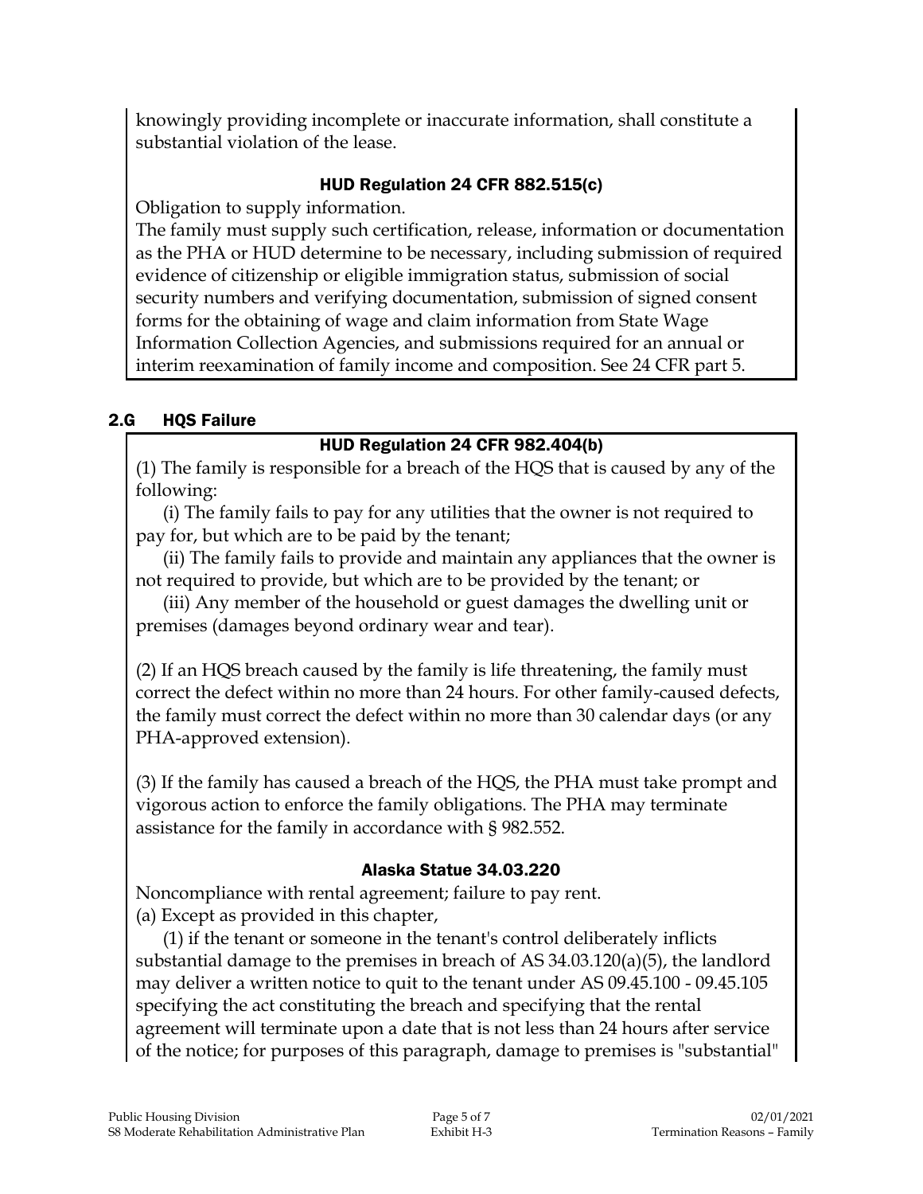knowingly providing incomplete or inaccurate information, shall constitute a substantial violation of the lease.

#### HUD Regulation 24 CFR 882.515(c)

Obligation to supply information.
The family must supply such certification, release, information or documentation as the PHA or HUD determine to be necessary, including submission of required evidence of citizenship or eligible immigration status, submission of social security numbers and verifying documentation, submission of signed consent forms for the obtaining of wage and claim information from State Wage Information Collection Agencies, and submissions required for an annual or interim reexamination of family income and composition. See 24 CFR part 5.

## 2.G HQS Failure

#### HUD Regulation 24 CFR 982.404(b)

(1) The family is responsible for a breach of the HQS that is caused by any of the following:

(i) The family fails to pay for any utilities that the owner is not required to pay for, but which are to be paid by the tenant;

(ii) The family fails to provide and maintain any appliances that the owner is not required to provide, but which are to be provided by the tenant; or

(iii) Any member of the household or guest damages the dwelling unit or premises (damages beyond ordinary wear and tear).

(2) If an HQS breach caused by the family is life threatening, the family must correct the defect within no more than 24 hours. For other family-caused defects, the family must correct the defect within no more than 30 calendar days (or any PHA-approved extension).

(3) If the family has caused a breach of the HQS, the PHA must take prompt and vigorous action to enforce the family obligations. The PHA may terminate assistance for the family in accordance with § 982.552.

#### Alaska Statue 34.03.220

Noncompliance with rental agreement; failure to pay rent.
(a) Except as provided in this chapter,

(1) if the tenant or someone in the tenant's control deliberately inflicts substantial damage to the premises in breach of AS 34.03.120(a)(5), the landlord may deliver a written notice to quit to the tenant under AS 09.45.100 - 09.45.105 specifying the act constituting the breach and specifying that the rental agreement will terminate upon a date that is not less than 24 hours after service of the notice; for purposes of this paragraph, damage to premises is "substantial"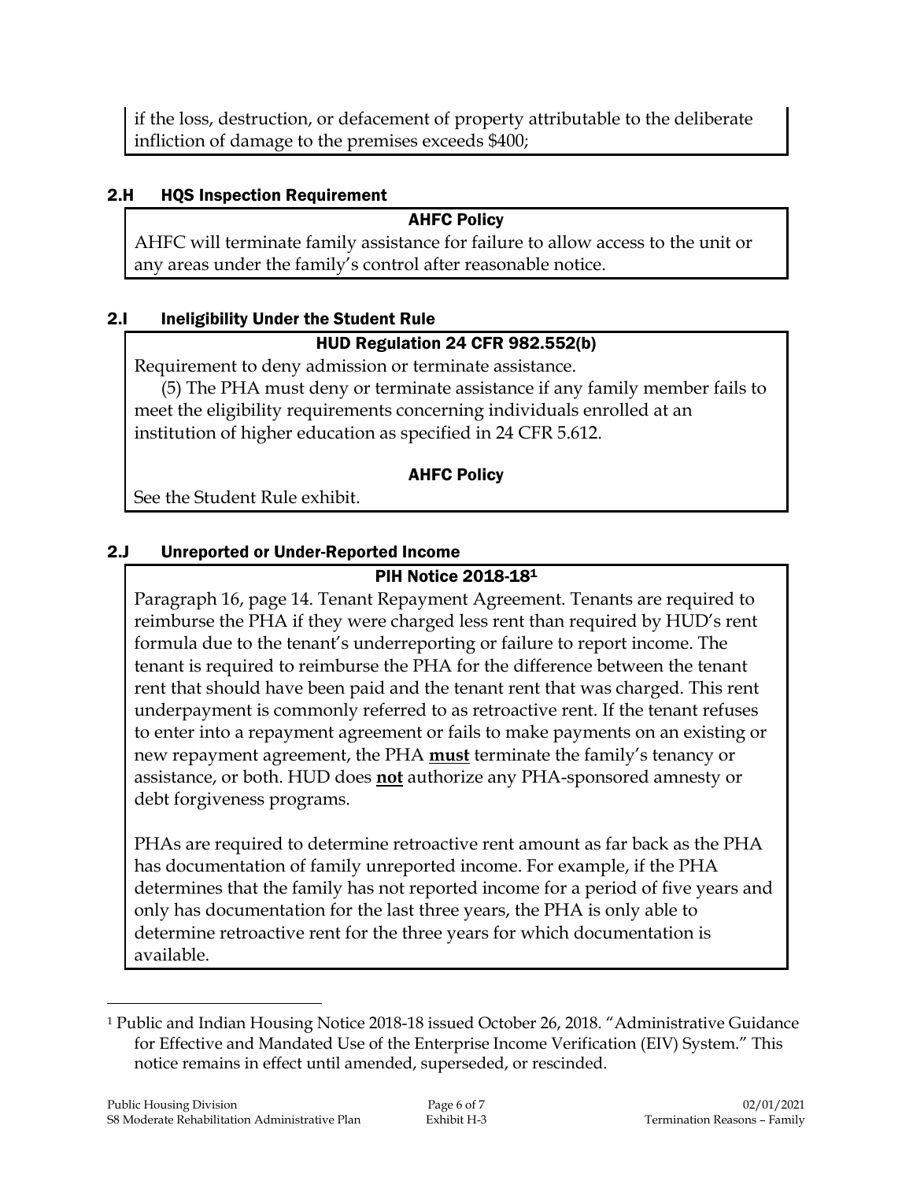if the loss, destruction, or defacement of property attributable to the deliberate infliction of damage to the premises exceeds $400;

## 2.H HQS Inspection Requirement

**AHFC Policy**

AHFC will terminate family assistance for failure to allow access to the unit or any areas under the family's control after reasonable notice.

## 2.I Ineligibility Under the Student Rule

**HUD Regulation 24 CFR 982.552(b)**

Requirement to deny admission or terminate assistance.

(5) The PHA must deny or terminate assistance if any family member fails to meet the eligibility requirements concerning individuals enrolled at an institution of higher education as specified in 24 CFR 5.612.

**AHFC Policy**

See the Student Rule exhibit.

## 2.J Unreported or Under-Reported Income

**PIH Notice 2018-18[1]**

Paragraph 16, page 14. Tenant Repayment Agreement. Tenants are required to reimburse the PHA if they were charged less rent than required by HUD's rent formula due to the tenant's underreporting or failure to report income. The tenant is required to reimburse the PHA for the difference between the tenant rent that should have been paid and the tenant rent that was charged. This rent underpayment is commonly referred to as retroactive rent. If the tenant refuses to enter into a repayment agreement or fails to make payments on an existing or new repayment agreement, the PHA **must** terminate the family's tenancy or assistance, or both. HUD does **not** authorize any PHA-sponsored amnesty or debt forgiveness programs.

PHAs are required to determine retroactive rent amount as far back as the PHA has documentation of family unreported income. For example, if the PHA determines that the family has not reported income for a period of five years and only has documentation for the last three years, the PHA is only able to determine retroactive rent for the three years for which documentation is available.

---

[1] Public and Indian Housing Notice 2018-18 issued October 26, 2018. "Administrative Guidance for Effective and Mandated Use of the Enterprise Income Verification (EIV) System." This notice remains in effect until amended, superseded, or rescinded.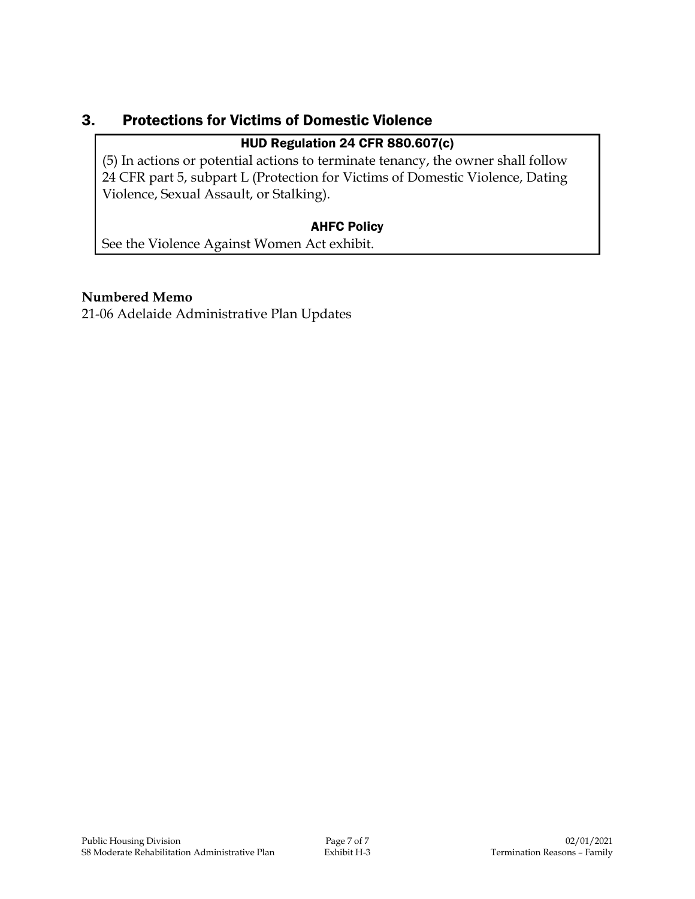## 3. Protections for Victims of Domestic Violence

**HUD Regulation 24 CFR 880.607(c)**

(5) In actions or potential actions to terminate tenancy, the owner shall follow 24 CFR part 5, subpart L (Protection for Victims of Domestic Violence, Dating Violence, Sexual Assault, or Stalking).

**AHFC Policy**

See the Violence Against Women Act exhibit.

**Numbered Memo**

21-06 Adelaide Administrative Plan Updates